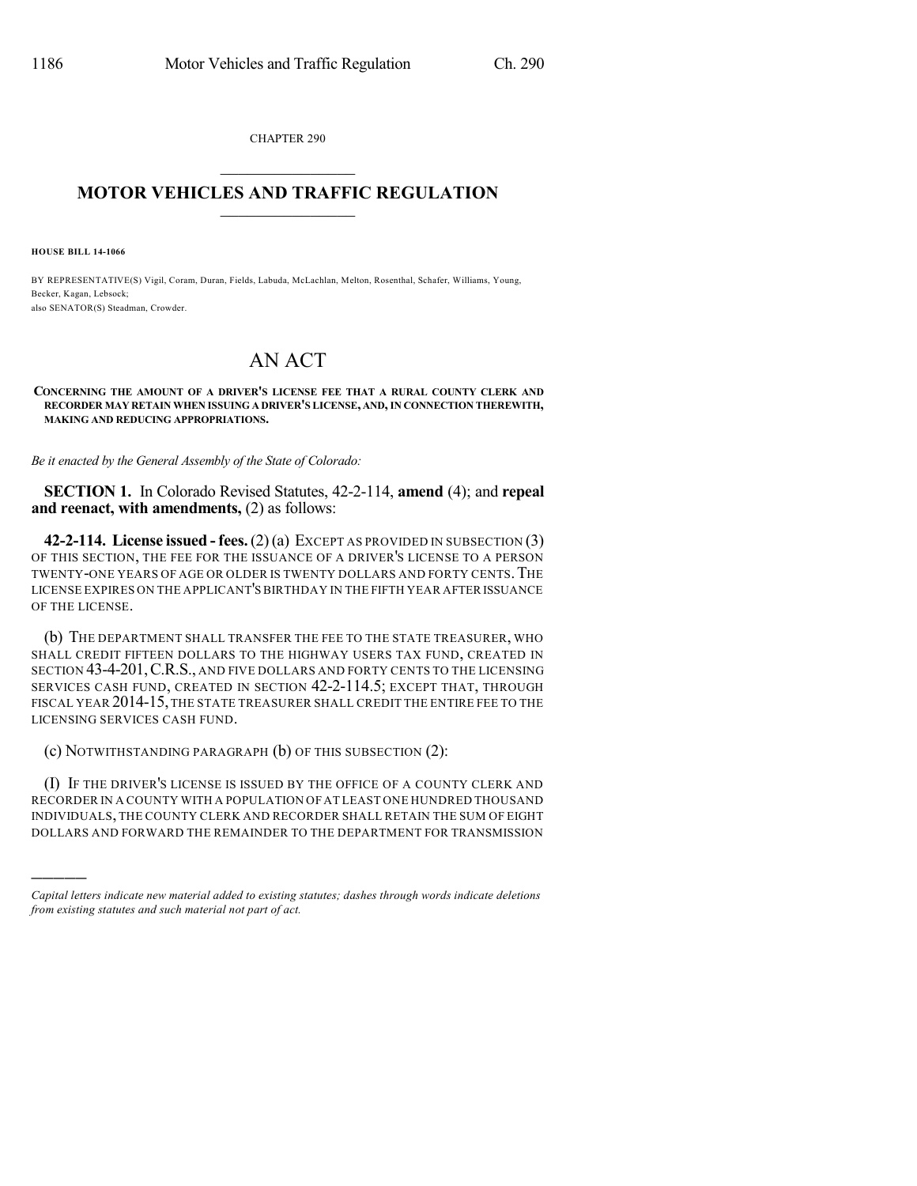CHAPTER 290

# MOTOR VEHICLES AND TRAFFIC REGULATION

**HOUSE BILL 14-1066**

BY REPRESENTATIVE(S) Vigil, Coram, Duran, Fields, Labuda, McLachlan, Melton, Rosenthal, Schafer, Williams, Young, Becker, Kagan, Lebsock;
also SENATOR(S) Steadman, Crowder.

# AN ACT

**CONCERNING THE AMOUNT OF A DRIVER'S LICENSE FEE THAT A RURAL COUNTY CLERK AND RECORDER MAY RETAIN WHEN ISSUING A DRIVER'S LICENSE, AND, IN CONNECTION THEREWITH, MAKING AND REDUCING APPROPRIATIONS.**

*Be it enacted by the General Assembly of the State of Colorado:*

**SECTION 1.** In Colorado Revised Statutes, 42-2-114, **amend** (4); and **repeal and reenact, with amendments,** (2) as follows:

**42-2-114. License issued - fees.** (2) (a) EXCEPT AS PROVIDED IN SUBSECTION (3) OF THIS SECTION, THE FEE FOR THE ISSUANCE OF A DRIVER'S LICENSE TO A PERSON TWENTY-ONE YEARS OF AGE OR OLDER IS TWENTY DOLLARS AND FORTY CENTS. THE LICENSE EXPIRES ON THE APPLICANT'S BIRTHDAY IN THE FIFTH YEAR AFTER ISSUANCE OF THE LICENSE.

(b) THE DEPARTMENT SHALL TRANSFER THE FEE TO THE STATE TREASURER, WHO SHALL CREDIT FIFTEEN DOLLARS TO THE HIGHWAY USERS TAX FUND, CREATED IN SECTION 43-4-201, C.R.S., AND FIVE DOLLARS AND FORTY CENTS TO THE LICENSING SERVICES CASH FUND, CREATED IN SECTION 42-2-114.5; EXCEPT THAT, THROUGH FISCAL YEAR 2014-15, THE STATE TREASURER SHALL CREDIT THE ENTIRE FEE TO THE LICENSING SERVICES CASH FUND.

(c) NOTWITHSTANDING PARAGRAPH (b) OF THIS SUBSECTION (2):

(I) IF THE DRIVER'S LICENSE IS ISSUED BY THE OFFICE OF A COUNTY CLERK AND RECORDER IN A COUNTY WITH A POPULATION OF AT LEAST ONE HUNDRED THOUSAND INDIVIDUALS, THE COUNTY CLERK AND RECORDER SHALL RETAIN THE SUM OF EIGHT DOLLARS AND FORWARD THE REMAINDER TO THE DEPARTMENT FOR TRANSMISSION

---

*Capital letters indicate new material added to existing statutes; dashes through words indicate deletions from existing statutes and such material not part of act.*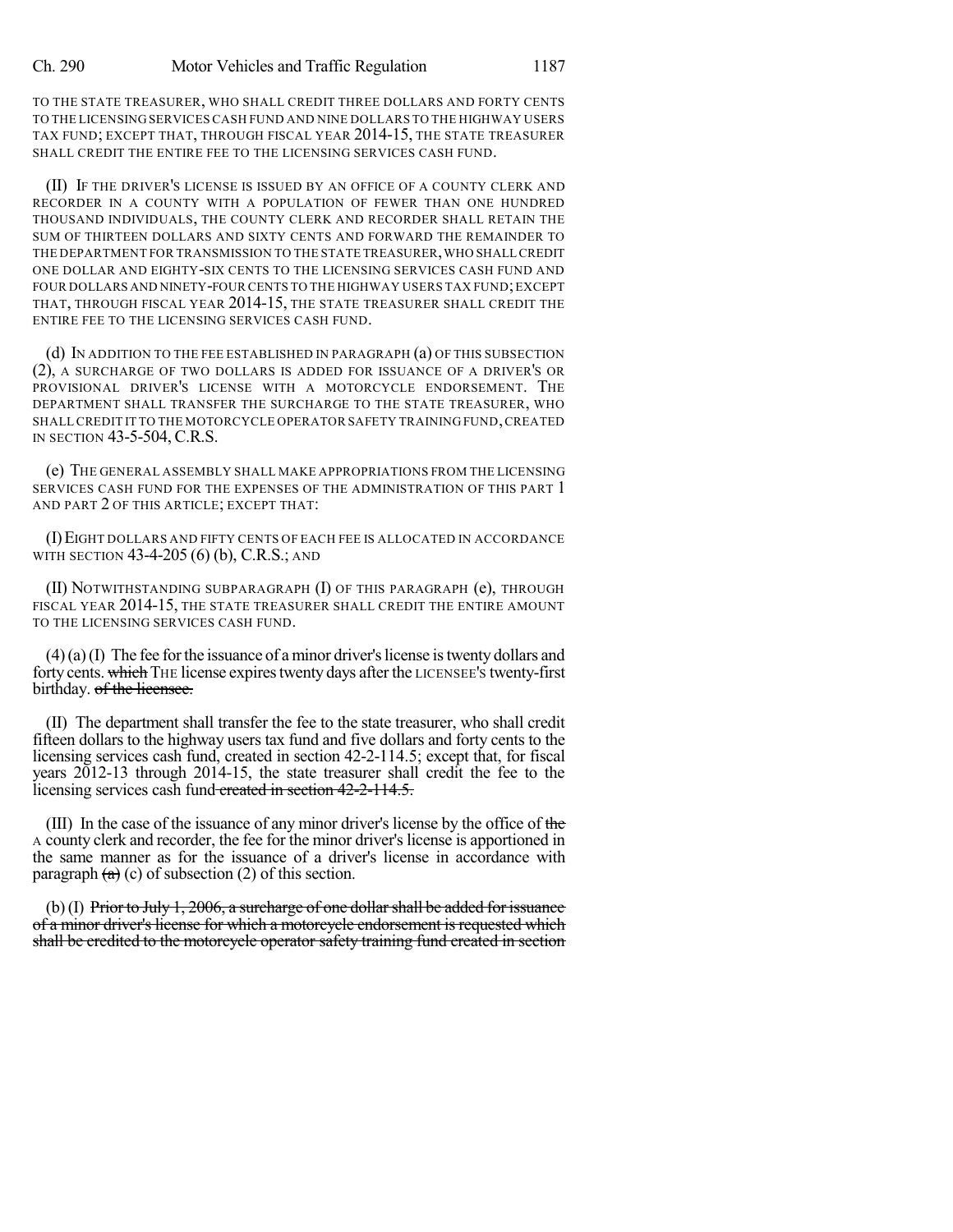TO THE STATE TREASURER, WHO SHALL CREDIT THREE DOLLARS AND FORTY CENTS TO THE LICENSING SERVICES CASH FUND AND NINE DOLLARS TO THE HIGHWAY USERS TAX FUND; EXCEPT THAT, THROUGH FISCAL YEAR 2014-15, THE STATE TREASURER SHALL CREDIT THE ENTIRE FEE TO THE LICENSING SERVICES CASH FUND.

(II) IF THE DRIVER'S LICENSE IS ISSUED BY AN OFFICE OF A COUNTY CLERK AND RECORDER IN A COUNTY WITH A POPULATION OF FEWER THAN ONE HUNDRED THOUSAND INDIVIDUALS, THE COUNTY CLERK AND RECORDER SHALL RETAIN THE SUM OF THIRTEEN DOLLARS AND SIXTY CENTS AND FORWARD THE REMAINDER TO THE DEPARTMENT FOR TRANSMISSION TO THE STATE TREASURER, WHO SHALL CREDIT ONE DOLLAR AND EIGHTY-SIX CENTS TO THE LICENSING SERVICES CASH FUND AND FOUR DOLLARS AND NINETY-FOUR CENTS TO THE HIGHWAY USERS TAX FUND; EXCEPT THAT, THROUGH FISCAL YEAR 2014-15, THE STATE TREASURER SHALL CREDIT THE ENTIRE FEE TO THE LICENSING SERVICES CASH FUND.

(d) IN ADDITION TO THE FEE ESTABLISHED IN PARAGRAPH (a) OF THIS SUBSECTION (2), A SURCHARGE OF TWO DOLLARS IS ADDED FOR ISSUANCE OF A DRIVER'S OR PROVISIONAL DRIVER'S LICENSE WITH A MOTORCYCLE ENDORSEMENT. THE DEPARTMENT SHALL TRANSFER THE SURCHARGE TO THE STATE TREASURER, WHO SHALL CREDIT IT TO THE MOTORCYCLE OPERATOR SAFETY TRAINING FUND, CREATED IN SECTION 43-5-504, C.R.S.

(e) THE GENERAL ASSEMBLY SHALL MAKE APPROPRIATIONS FROM THE LICENSING SERVICES CASH FUND FOR THE EXPENSES OF THE ADMINISTRATION OF THIS PART 1 AND PART 2 OF THIS ARTICLE; EXCEPT THAT:

(I) EIGHT DOLLARS AND FIFTY CENTS OF EACH FEE IS ALLOCATED IN ACCORDANCE WITH SECTION 43-4-205 (6) (b), C.R.S.; AND

(II) NOTWITHSTANDING SUBPARAGRAPH (I) OF THIS PARAGRAPH (e), THROUGH FISCAL YEAR 2014-15, THE STATE TREASURER SHALL CREDIT THE ENTIRE AMOUNT TO THE LICENSING SERVICES CASH FUND.

(4) (a) (I) The fee for the issuance of a minor driver's license is twenty dollars and forty cents. ~~which~~ THE license expires twenty days after the LICENSEE's twenty-first birthday. ~~of the licensee.~~

(II) The department shall transfer the fee to the state treasurer, who shall credit fifteen dollars to the highway users tax fund and five dollars and forty cents to the licensing services cash fund, created in section 42-2-114.5; except that, for fiscal years 2012-13 through 2014-15, the state treasurer shall credit the fee to the licensing services cash fund ~~created in section 42-2-114.5.~~

(III) In the case of the issuance of any minor driver's license by the office of ~~the~~ A county clerk and recorder, the fee for the minor driver's license is apportioned in the same manner as for the issuance of a driver's license in accordance with paragraph ~~(a)~~ (c) of subsection (2) of this section.

(b) (I) ~~Prior to July 1, 2006, a surcharge of one dollar shall be added for issuance of a minor driver's license for which a motorcycle endorsement is requested which shall be credited to the motorcycle operator safety training fund created in section~~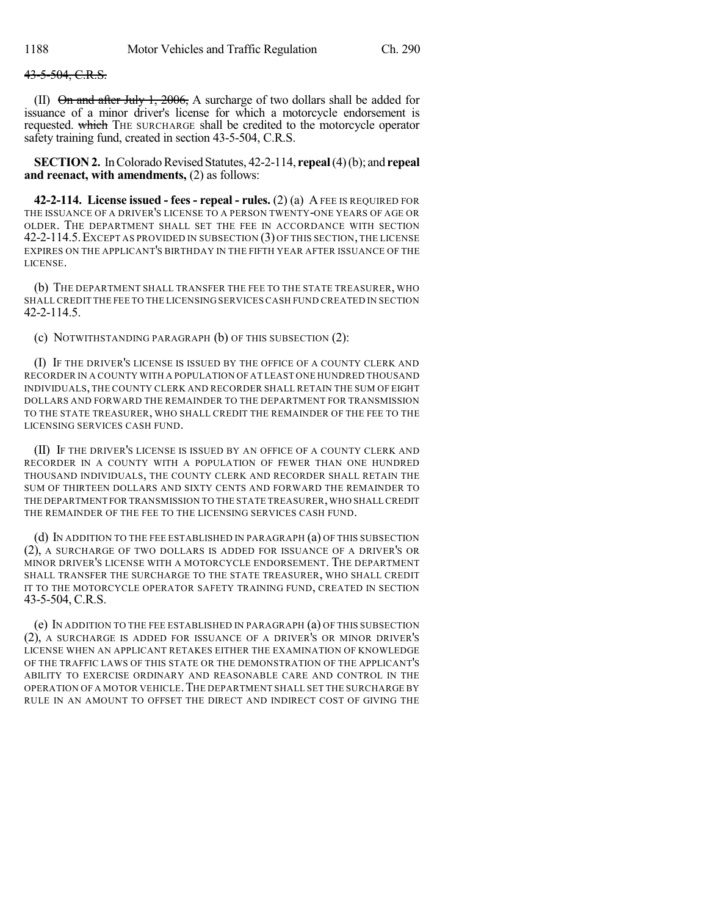~~43-5-504, C.R.S.~~

(II) ~~On and after July 1, 2006,~~ A surcharge of two dollars shall be added for issuance of a minor driver's license for which a motorcycle endorsement is requested. ~~which~~ THE SURCHARGE shall be credited to the motorcycle operator safety training fund, created in section 43-5-504, C.R.S.

**SECTION 2.** In Colorado Revised Statutes, 42-2-114, **repeal** (4) (b); and **repeal and reenact, with amendments,** (2) as follows:

**42-2-114. License issued - fees - repeal - rules.** (2) (a) A FEE IS REQUIRED FOR THE ISSUANCE OF A DRIVER'S LICENSE TO A PERSON TWENTY-ONE YEARS OF AGE OR OLDER. THE DEPARTMENT SHALL SET THE FEE IN ACCORDANCE WITH SECTION 42-2-114.5. EXCEPT AS PROVIDED IN SUBSECTION (3) OF THIS SECTION, THE LICENSE EXPIRES ON THE APPLICANT'S BIRTHDAY IN THE FIFTH YEAR AFTER ISSUANCE OF THE LICENSE.

(b) THE DEPARTMENT SHALL TRANSFER THE FEE TO THE STATE TREASURER, WHO SHALL CREDIT THE FEE TO THE LICENSING SERVICES CASH FUND CREATED IN SECTION 42-2-114.5.

(c) NOTWITHSTANDING PARAGRAPH (b) OF THIS SUBSECTION (2):

(I) IF THE DRIVER'S LICENSE IS ISSUED BY THE OFFICE OF A COUNTY CLERK AND RECORDER IN A COUNTY WITH A POPULATION OF AT LEAST ONE HUNDRED THOUSAND INDIVIDUALS, THE COUNTY CLERK AND RECORDER SHALL RETAIN THE SUM OF EIGHT DOLLARS AND FORWARD THE REMAINDER TO THE DEPARTMENT FOR TRANSMISSION TO THE STATE TREASURER, WHO SHALL CREDIT THE REMAINDER OF THE FEE TO THE LICENSING SERVICES CASH FUND.

(II) IF THE DRIVER'S LICENSE IS ISSUED BY AN OFFICE OF A COUNTY CLERK AND RECORDER IN A COUNTY WITH A POPULATION OF FEWER THAN ONE HUNDRED THOUSAND INDIVIDUALS, THE COUNTY CLERK AND RECORDER SHALL RETAIN THE SUM OF THIRTEEN DOLLARS AND SIXTY CENTS AND FORWARD THE REMAINDER TO THE DEPARTMENT FOR TRANSMISSION TO THE STATE TREASURER, WHO SHALL CREDIT THE REMAINDER OF THE FEE TO THE LICENSING SERVICES CASH FUND.

(d) IN ADDITION TO THE FEE ESTABLISHED IN PARAGRAPH (a) OF THIS SUBSECTION (2), A SURCHARGE OF TWO DOLLARS IS ADDED FOR ISSUANCE OF A DRIVER'S OR MINOR DRIVER'S LICENSE WITH A MOTORCYCLE ENDORSEMENT. THE DEPARTMENT SHALL TRANSFER THE SURCHARGE TO THE STATE TREASURER, WHO SHALL CREDIT IT TO THE MOTORCYCLE OPERATOR SAFETY TRAINING FUND, CREATED IN SECTION 43-5-504, C.R.S.

(e) IN ADDITION TO THE FEE ESTABLISHED IN PARAGRAPH (a) OF THIS SUBSECTION (2), A SURCHARGE IS ADDED FOR ISSUANCE OF A DRIVER'S OR MINOR DRIVER'S LICENSE WHEN AN APPLICANT RETAKES EITHER THE EXAMINATION OF KNOWLEDGE OF THE TRAFFIC LAWS OF THIS STATE OR THE DEMONSTRATION OF THE APPLICANT'S ABILITY TO EXERCISE ORDINARY AND REASONABLE CARE AND CONTROL IN THE OPERATION OF A MOTOR VEHICLE. THE DEPARTMENT SHALL SET THE SURCHARGE BY RULE IN AN AMOUNT TO OFFSET THE DIRECT AND INDIRECT COST OF GIVING THE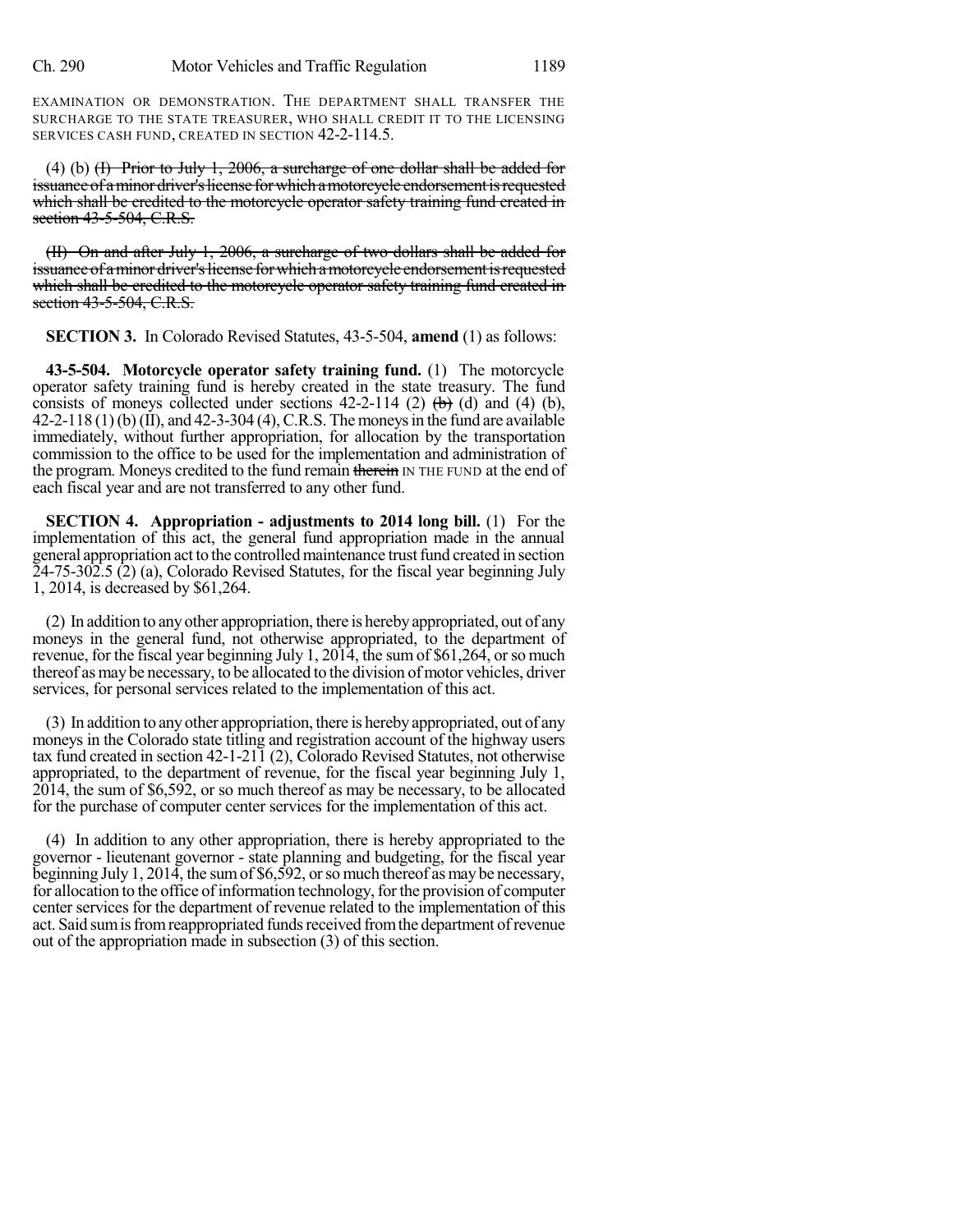EXAMINATION OR DEMONSTRATION. THE DEPARTMENT SHALL TRANSFER THE SURCHARGE TO THE STATE TREASURER, WHO SHALL CREDIT IT TO THE LICENSING SERVICES CASH FUND, CREATED IN SECTION 42-2-114.5.

(4) (b) ~~(I) Prior to July 1, 2006, a surcharge of one dollar shall be added for issuance of a minor driver's license for which a motorcycle endorsement is requested which shall be credited to the motorcycle operator safety training fund created in section 43-5-504, C.R.S.~~

~~(II) On and after July 1, 2006, a surcharge of two dollars shall be added for issuance of a minor driver's license for which a motorcycle endorsement is requested which shall be credited to the motorcycle operator safety training fund created in section 43-5-504, C.R.S.~~

**SECTION 3.** In Colorado Revised Statutes, 43-5-504, **amend** (1) as follows:

**43-5-504. Motorcycle operator safety training fund.** (1) The motorcycle operator safety training fund is hereby created in the state treasury. The fund consists of moneys collected under sections 42-2-114 (2) ~~(b)~~ (d) and (4) (b), 42-2-118 (1) (b) (II), and 42-3-304 (4), C.R.S. The moneys in the fund are available immediately, without further appropriation, for allocation by the transportation commission to the office to be used for the implementation and administration of the program. Moneys credited to the fund remain ~~therein~~ IN THE FUND at the end of each fiscal year and are not transferred to any other fund.

**SECTION 4. Appropriation - adjustments to 2014 long bill.** (1) For the implementation of this act, the general fund appropriation made in the annual general appropriation act to the controlled maintenance trust fund created in section 24-75-302.5 (2) (a), Colorado Revised Statutes, for the fiscal year beginning July 1, 2014, is decreased by $61,264.

(2) In addition to any other appropriation, there is hereby appropriated, out of any moneys in the general fund, not otherwise appropriated, to the department of revenue, for the fiscal year beginning July 1, 2014, the sum of $61,264, or so much thereof as may be necessary, to be allocated to the division of motor vehicles, driver services, for personal services related to the implementation of this act.

(3) In addition to any other appropriation, there is hereby appropriated, out of any moneys in the Colorado state titling and registration account of the highway users tax fund created in section 42-1-211 (2), Colorado Revised Statutes, not otherwise appropriated, to the department of revenue, for the fiscal year beginning July 1, 2014, the sum of $6,592, or so much thereof as may be necessary, to be allocated for the purchase of computer center services for the implementation of this act.

(4) In addition to any other appropriation, there is hereby appropriated to the governor - lieutenant governor - state planning and budgeting, for the fiscal year beginning July 1, 2014, the sum of $6,592, or so much thereof as may be necessary, for allocation to the office of information technology, for the provision of computer center services for the department of revenue related to the implementation of this act. Said sum is from reappropriated funds received from the department of revenue out of the appropriation made in subsection (3) of this section.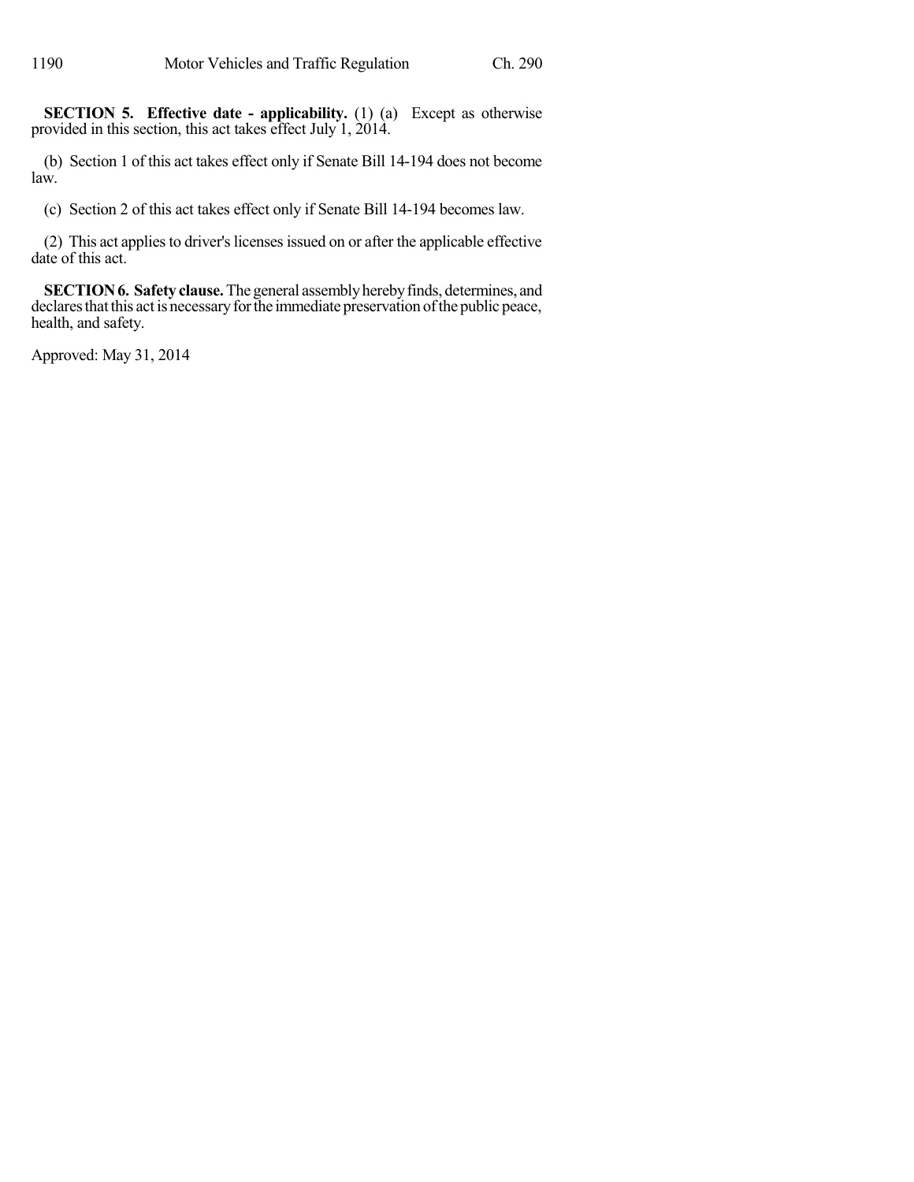**SECTION 5. Effective date - applicability.** (1) (a) Except as otherwise provided in this section, this act takes effect July 1, 2014.

(b) Section 1 of this act takes effect only if Senate Bill 14-194 does not become law.

(c) Section 2 of this act takes effect only if Senate Bill 14-194 becomes law.

(2) This act applies to driver's licenses issued on or after the applicable effective date of this act.

**SECTION 6. Safety clause.** The general assembly hereby finds, determines, and declares that this act is necessary for the immediate preservation of the public peace, health, and safety.

Approved: May 31, 2014